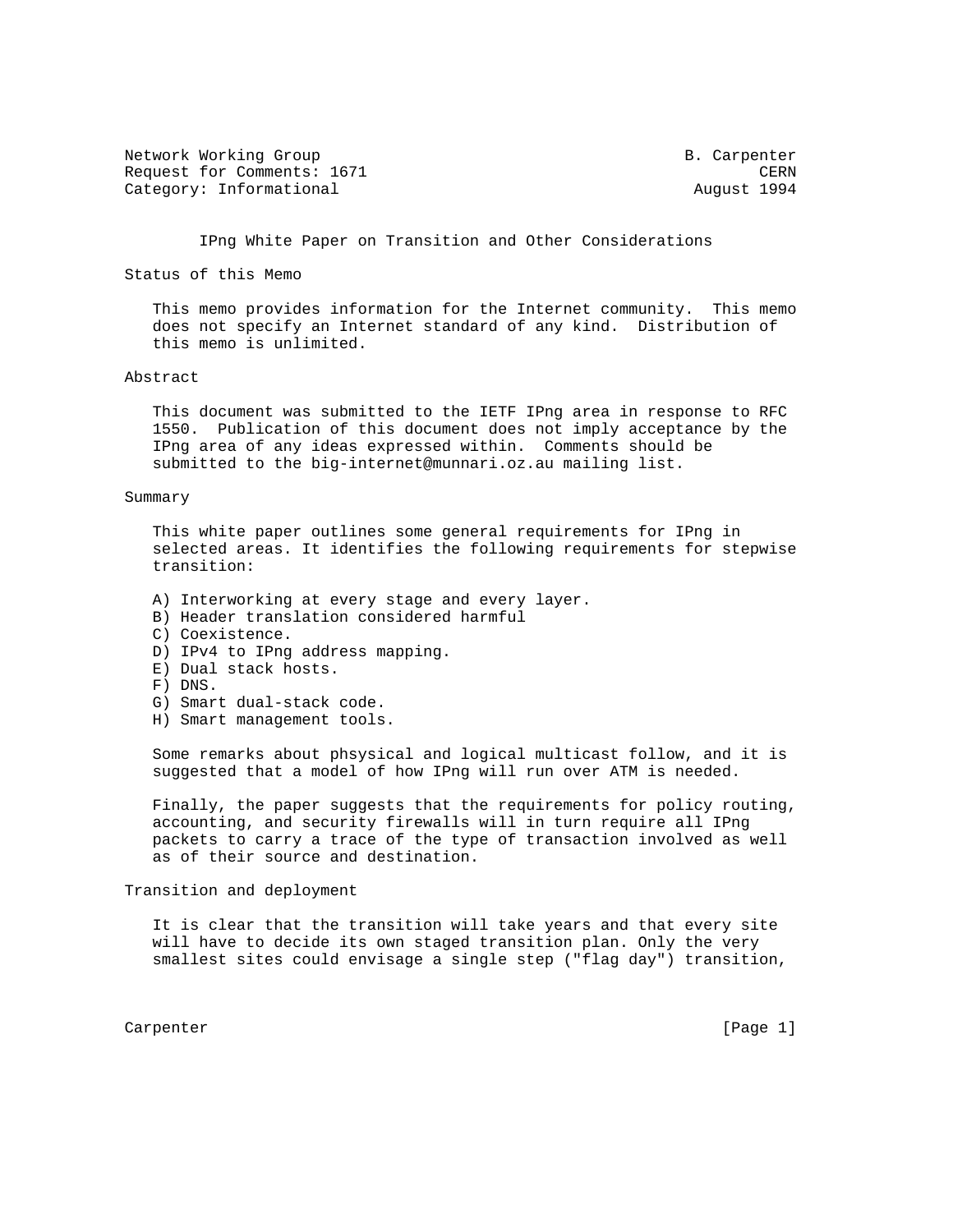Network Working Group B. Carpenter
Request for Comments: 1671 CERN
Category: Informational August 1994

# IPng White Paper on Transition and Other Considerations

## Status of this Memo

This memo provides information for the Internet community. This memo does not specify an Internet standard of any kind. Distribution of this memo is unlimited.

## Abstract

This document was submitted to the IETF IPng area in response to RFC 1550. Publication of this document does not imply acceptance by the IPng area of any ideas expressed within. Comments should be submitted to the big-internet@munnari.oz.au mailing list.

## Summary

This white paper outlines some general requirements for IPng in selected areas. It identifies the following requirements for stepwise transition:

A) Interworking at every stage and every layer.
B) Header translation considered harmful
C) Coexistence.
D) IPv4 to IPng address mapping.
E) Dual stack hosts.
F) DNS.
G) Smart dual-stack code.
H) Smart management tools.

Some remarks about phsysical and logical multicast follow, and it is suggested that a model of how IPng will run over ATM is needed.

Finally, the paper suggests that the requirements for policy routing, accounting, and security firewalls will in turn require all IPng packets to carry a trace of the type of transaction involved as well as of their source and destination.

## Transition and deployment

It is clear that the transition will take years and that every site will have to decide its own staged transition plan. Only the very smallest sites could envisage a single step ("flag day") transition,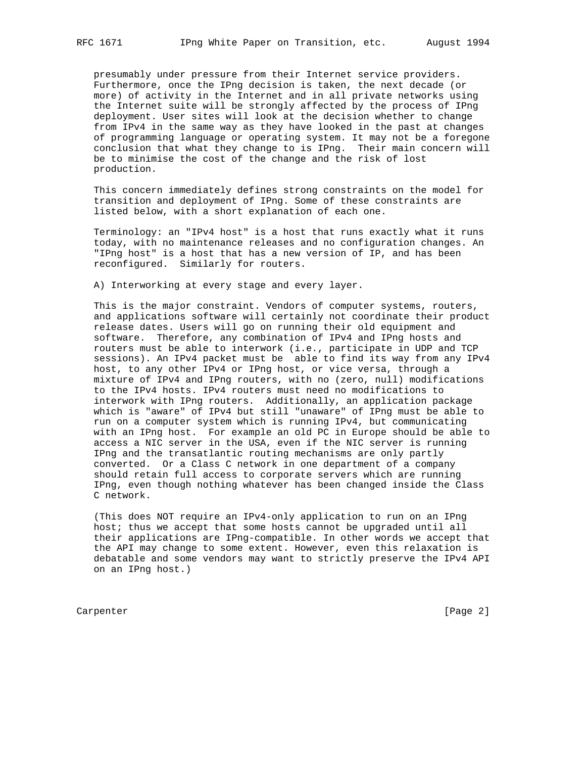presumably under pressure from their Internet service providers. Furthermore, once the IPng decision is taken, the next decade (or more) of activity in the Internet and in all private networks using the Internet suite will be strongly affected by the process of IPng deployment. User sites will look at the decision whether to change from IPv4 in the same way as they have looked in the past at changes of programming language or operating system. It may not be a foregone conclusion that what they change to is IPng. Their main concern will be to minimise the cost of the change and the risk of lost production.

This concern immediately defines strong constraints on the model for transition and deployment of IPng. Some of these constraints are listed below, with a short explanation of each one.

Terminology: an "IPv4 host" is a host that runs exactly what it runs today, with no maintenance releases and no configuration changes. An "IPng host" is a host that has a new version of IP, and has been reconfigured. Similarly for routers.

A) Interworking at every stage and every layer.

This is the major constraint. Vendors of computer systems, routers, and applications software will certainly not coordinate their product release dates. Users will go on running their old equipment and software. Therefore, any combination of IPv4 and IPng hosts and routers must be able to interwork (i.e., participate in UDP and TCP sessions). An IPv4 packet must be able to find its way from any IPv4 host, to any other IPv4 or IPng host, or vice versa, through a mixture of IPv4 and IPng routers, with no (zero, null) modifications to the IPv4 hosts. IPv4 routers must need no modifications to interwork with IPng routers. Additionally, an application package which is "aware" of IPv4 but still "unaware" of IPng must be able to run on a computer system which is running IPv4, but communicating with an IPng host. For example an old PC in Europe should be able to access a NIC server in the USA, even if the NIC server is running IPng and the transatlantic routing mechanisms are only partly converted. Or a Class C network in one department of a company should retain full access to corporate servers which are running IPng, even though nothing whatever has been changed inside the Class C network.

(This does NOT require an IPv4-only application to run on an IPng host; thus we accept that some hosts cannot be upgraded until all their applications are IPng-compatible. In other words we accept that the API may change to some extent. However, even this relaxation is debatable and some vendors may want to strictly preserve the IPv4 API on an IPng host.)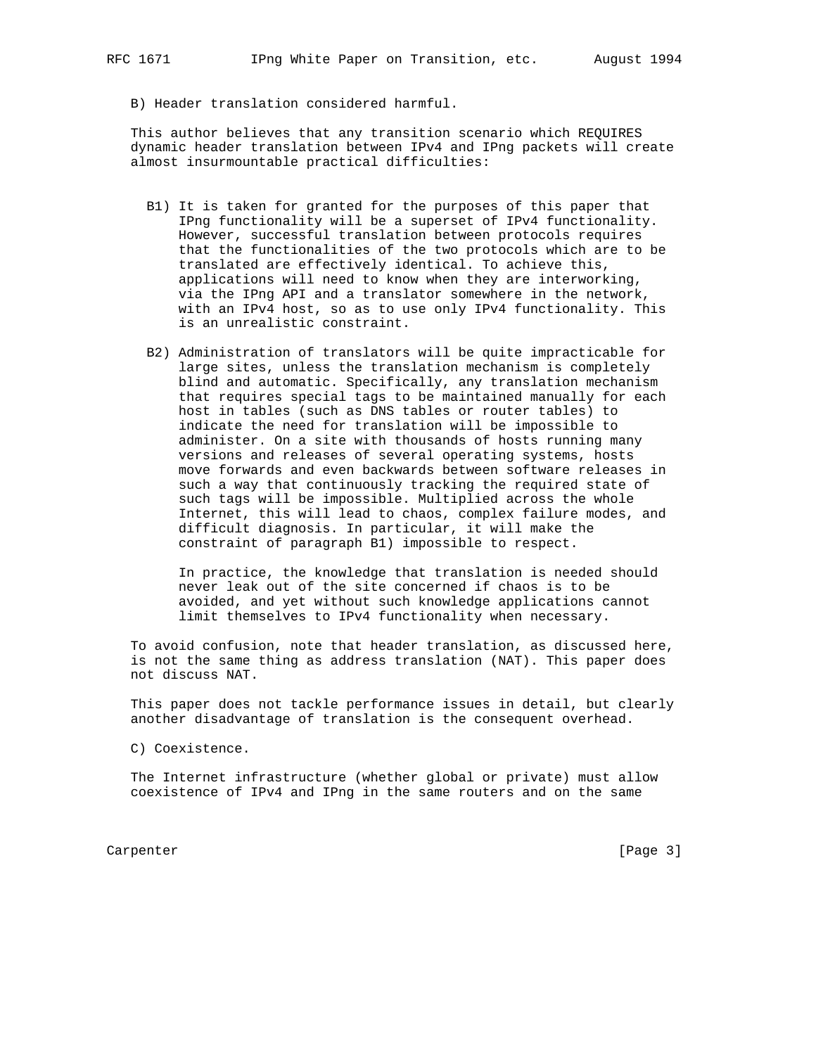B) Header translation considered harmful.

This author believes that any transition scenario which REQUIRES dynamic header translation between IPv4 and IPng packets will create almost insurmountable practical difficulties:

B1) It is taken for granted for the purposes of this paper that IPng functionality will be a superset of IPv4 functionality. However, successful translation between protocols requires that the functionalities of the two protocols which are to be translated are effectively identical. To achieve this, applications will need to know when they are interworking, via the IPng API and a translator somewhere in the network, with an IPv4 host, so as to use only IPv4 functionality. This is an unrealistic constraint.

B2) Administration of translators will be quite impracticable for large sites, unless the translation mechanism is completely blind and automatic. Specifically, any translation mechanism that requires special tags to be maintained manually for each host in tables (such as DNS tables or router tables) to indicate the need for translation will be impossible to administer. On a site with thousands of hosts running many versions and releases of several operating systems, hosts move forwards and even backwards between software releases in such a way that continuously tracking the required state of such tags will be impossible. Multiplied across the whole Internet, this will lead to chaos, complex failure modes, and difficult diagnosis. In particular, it will make the constraint of paragraph B1) impossible to respect.

In practice, the knowledge that translation is needed should never leak out of the site concerned if chaos is to be avoided, and yet without such knowledge applications cannot limit themselves to IPv4 functionality when necessary.

To avoid confusion, note that header translation, as discussed here, is not the same thing as address translation (NAT). This paper does not discuss NAT.

This paper does not tackle performance issues in detail, but clearly another disadvantage of translation is the consequent overhead.

C) Coexistence.

The Internet infrastructure (whether global or private) must allow coexistence of IPv4 and IPng in the same routers and on the same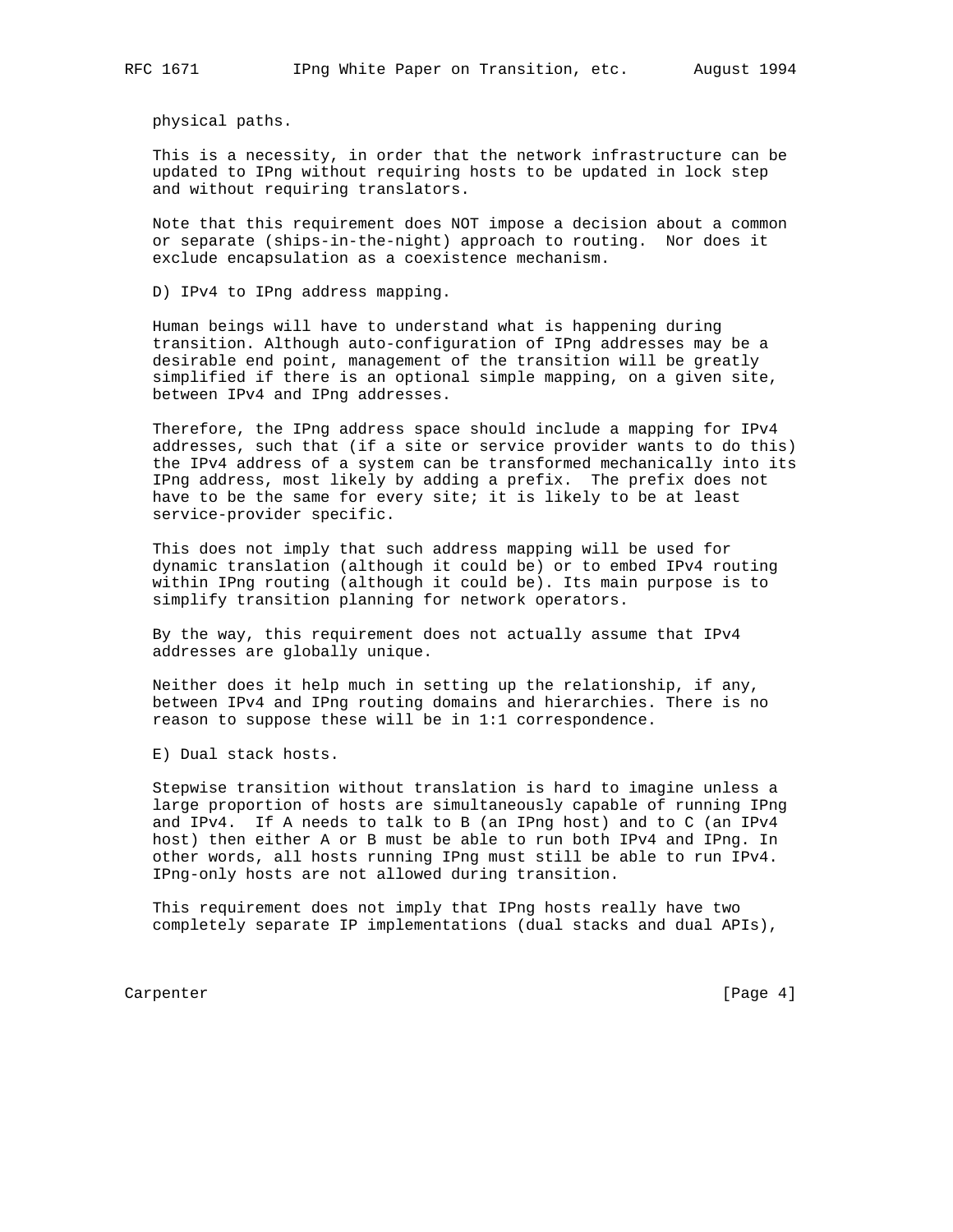physical paths.

This is a necessity, in order that the network infrastructure can be updated to IPng without requiring hosts to be updated in lock step and without requiring translators.

Note that this requirement does NOT impose a decision about a common or separate (ships-in-the-night) approach to routing. Nor does it exclude encapsulation as a coexistence mechanism.

D) IPv4 to IPng address mapping.

Human beings will have to understand what is happening during transition. Although auto-configuration of IPng addresses may be a desirable end point, management of the transition will be greatly simplified if there is an optional simple mapping, on a given site, between IPv4 and IPng addresses.

Therefore, the IPng address space should include a mapping for IPv4 addresses, such that (if a site or service provider wants to do this) the IPv4 address of a system can be transformed mechanically into its IPng address, most likely by adding a prefix. The prefix does not have to be the same for every site; it is likely to be at least service-provider specific.

This does not imply that such address mapping will be used for dynamic translation (although it could be) or to embed IPv4 routing within IPng routing (although it could be). Its main purpose is to simplify transition planning for network operators.

By the way, this requirement does not actually assume that IPv4 addresses are globally unique.

Neither does it help much in setting up the relationship, if any, between IPv4 and IPng routing domains and hierarchies. There is no reason to suppose these will be in 1:1 correspondence.

E) Dual stack hosts.

Stepwise transition without translation is hard to imagine unless a large proportion of hosts are simultaneously capable of running IPng and IPv4. If A needs to talk to B (an IPng host) and to C (an IPv4 host) then either A or B must be able to run both IPv4 and IPng. In other words, all hosts running IPng must still be able to run IPv4. IPng-only hosts are not allowed during transition.

This requirement does not imply that IPng hosts really have two completely separate IP implementations (dual stacks and dual APIs),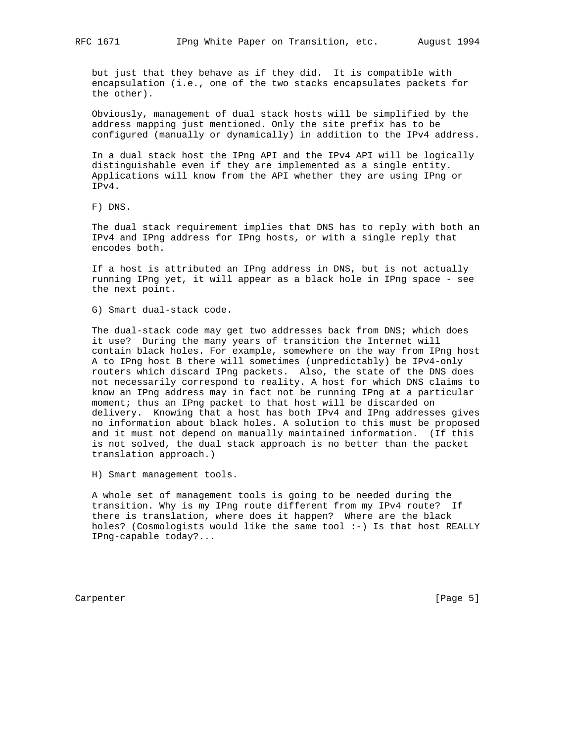but just that they behave as if they did. It is compatible with encapsulation (i.e., one of the two stacks encapsulates packets for the other).

Obviously, management of dual stack hosts will be simplified by the address mapping just mentioned. Only the site prefix has to be configured (manually or dynamically) in addition to the IPv4 address.

In a dual stack host the IPng API and the IPv4 API will be logically distinguishable even if they are implemented as a single entity. Applications will know from the API whether they are using IPng or IPv4.

F) DNS.

The dual stack requirement implies that DNS has to reply with both an IPv4 and IPng address for IPng hosts, or with a single reply that encodes both.

If a host is attributed an IPng address in DNS, but is not actually running IPng yet, it will appear as a black hole in IPng space - see the next point.

G) Smart dual-stack code.

The dual-stack code may get two addresses back from DNS; which does it use? During the many years of transition the Internet will contain black holes. For example, somewhere on the way from IPng host A to IPng host B there will sometimes (unpredictably) be IPv4-only routers which discard IPng packets. Also, the state of the DNS does not necessarily correspond to reality. A host for which DNS claims to know an IPng address may in fact not be running IPng at a particular moment; thus an IPng packet to that host will be discarded on delivery. Knowing that a host has both IPv4 and IPng addresses gives no information about black holes. A solution to this must be proposed and it must not depend on manually maintained information. (If this is not solved, the dual stack approach is no better than the packet translation approach.)

H) Smart management tools.

A whole set of management tools is going to be needed during the transition. Why is my IPng route different from my IPv4 route? If there is translation, where does it happen? Where are the black holes? (Cosmologists would like the same tool :-) Is that host REALLY IPng-capable today?...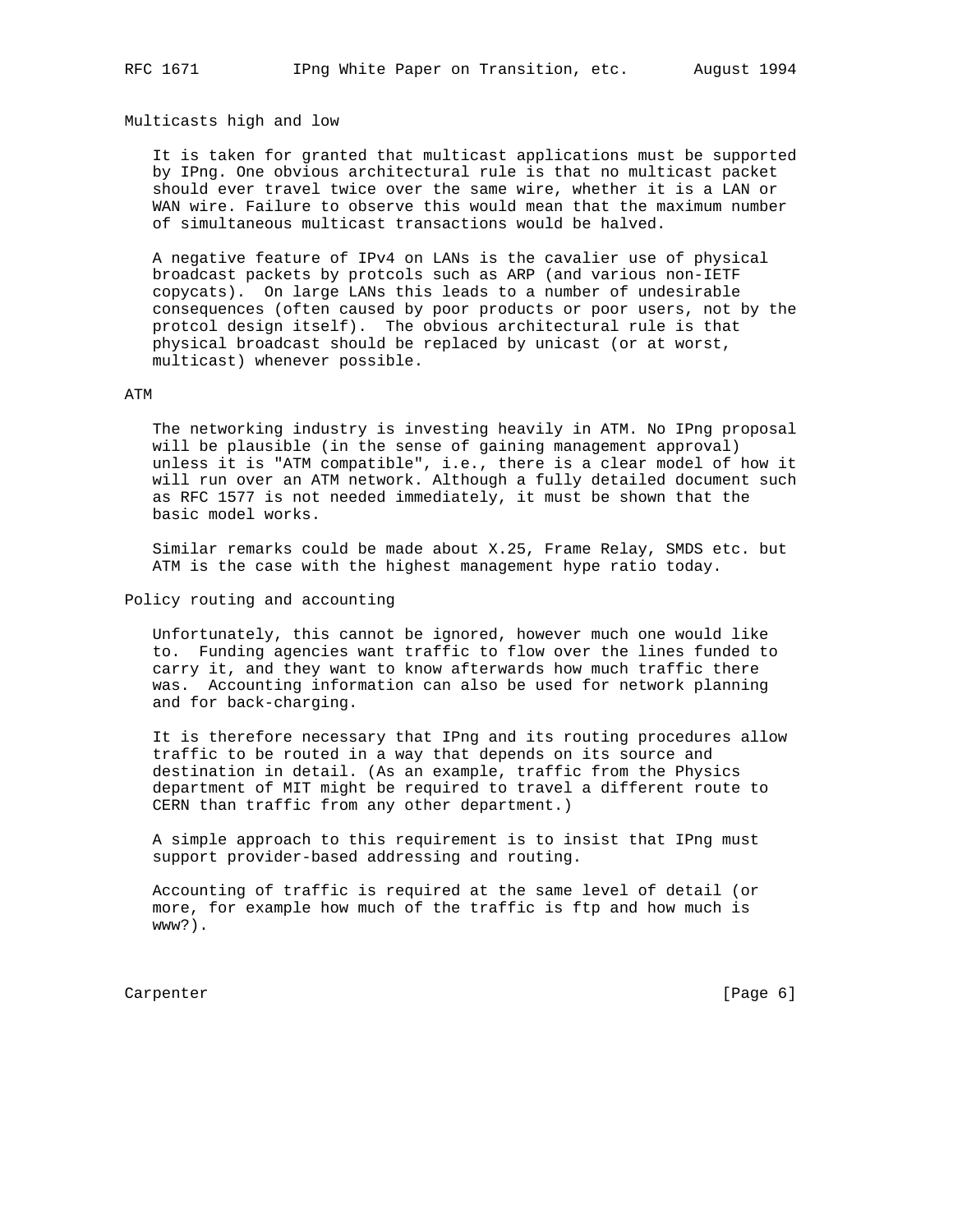### Multicasts high and low

It is taken for granted that multicast applications must be supported by IPng. One obvious architectural rule is that no multicast packet should ever travel twice over the same wire, whether it is a LAN or WAN wire. Failure to observe this would mean that the maximum number of simultaneous multicast transactions would be halved.

A negative feature of IPv4 on LANs is the cavalier use of physical broadcast packets by protcols such as ARP (and various non-IETF copycats). On large LANs this leads to a number of undesirable consequences (often caused by poor products or poor users, not by the protcol design itself). The obvious architectural rule is that physical broadcast should be replaced by unicast (or at worst, multicast) whenever possible.

### ATM

The networking industry is investing heavily in ATM. No IPng proposal will be plausible (in the sense of gaining management approval) unless it is "ATM compatible", i.e., there is a clear model of how it will run over an ATM network. Although a fully detailed document such as RFC 1577 is not needed immediately, it must be shown that the basic model works.

Similar remarks could be made about X.25, Frame Relay, SMDS etc. but ATM is the case with the highest management hype ratio today.

### Policy routing and accounting

Unfortunately, this cannot be ignored, however much one would like to. Funding agencies want traffic to flow over the lines funded to carry it, and they want to know afterwards how much traffic there was. Accounting information can also be used for network planning and for back-charging.

It is therefore necessary that IPng and its routing procedures allow traffic to be routed in a way that depends on its source and destination in detail. (As an example, traffic from the Physics department of MIT might be required to travel a different route to CERN than traffic from any other department.)

A simple approach to this requirement is to insist that IPng must support provider-based addressing and routing.

Accounting of traffic is required at the same level of detail (or more, for example how much of the traffic is ftp and how much is www?).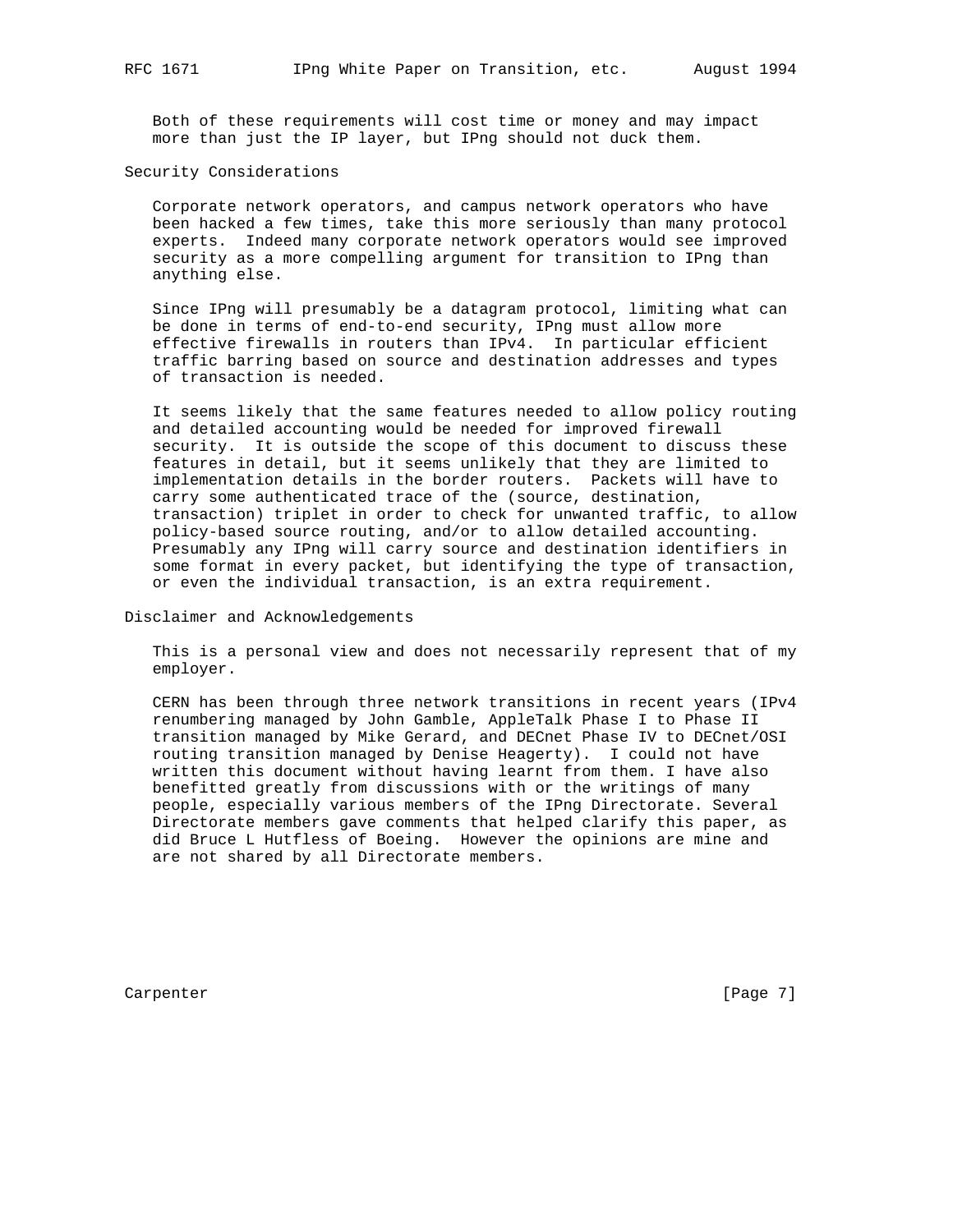Both of these requirements will cost time or money and may impact more than just the IP layer, but IPng should not duck them.

## Security Considerations

Corporate network operators, and campus network operators who have been hacked a few times, take this more seriously than many protocol experts. Indeed many corporate network operators would see improved security as a more compelling argument for transition to IPng than anything else.

Since IPng will presumably be a datagram protocol, limiting what can be done in terms of end-to-end security, IPng must allow more effective firewalls in routers than IPv4. In particular efficient traffic barring based on source and destination addresses and types of transaction is needed.

It seems likely that the same features needed to allow policy routing and detailed accounting would be needed for improved firewall security. It is outside the scope of this document to discuss these features in detail, but it seems unlikely that they are limited to implementation details in the border routers. Packets will have to carry some authenticated trace of the (source, destination, transaction) triplet in order to check for unwanted traffic, to allow policy-based source routing, and/or to allow detailed accounting. Presumably any IPng will carry source and destination identifiers in some format in every packet, but identifying the type of transaction, or even the individual transaction, is an extra requirement.

## Disclaimer and Acknowledgements

This is a personal view and does not necessarily represent that of my employer.

CERN has been through three network transitions in recent years (IPv4 renumbering managed by John Gamble, AppleTalk Phase I to Phase II transition managed by Mike Gerard, and DECnet Phase IV to DECnet/OSI routing transition managed by Denise Heagerty). I could not have written this document without having learnt from them. I have also benefitted greatly from discussions with or the writings of many people, especially various members of the IPng Directorate. Several Directorate members gave comments that helped clarify this paper, as did Bruce L Hutfless of Boeing. However the opinions are mine and are not shared by all Directorate members.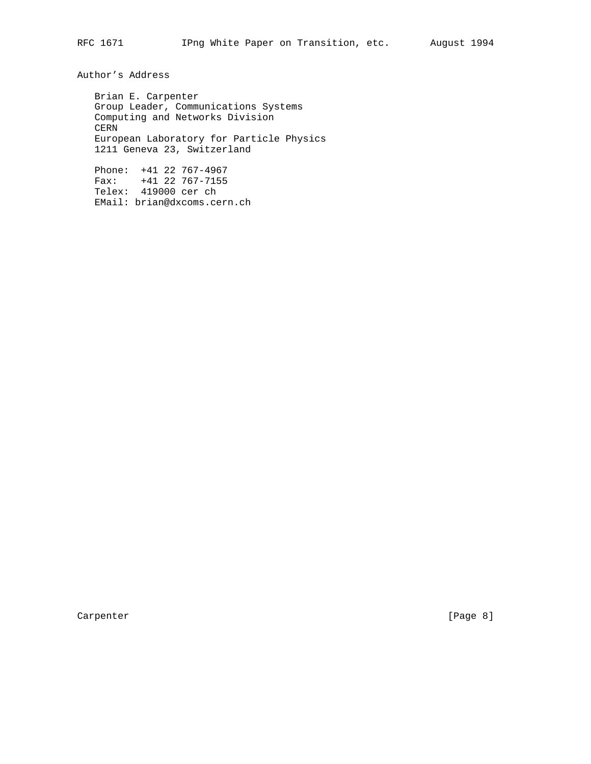## Author's Address

Brian E. Carpenter
Group Leader, Communications Systems
Computing and Networks Division
CERN
European Laboratory for Particle Physics
1211 Geneva 23, Switzerland

Phone: +41 22 767-4967
Fax: +41 22 767-7155
Telex: 419000 cer ch
EMail: brian@dxcoms.cern.ch